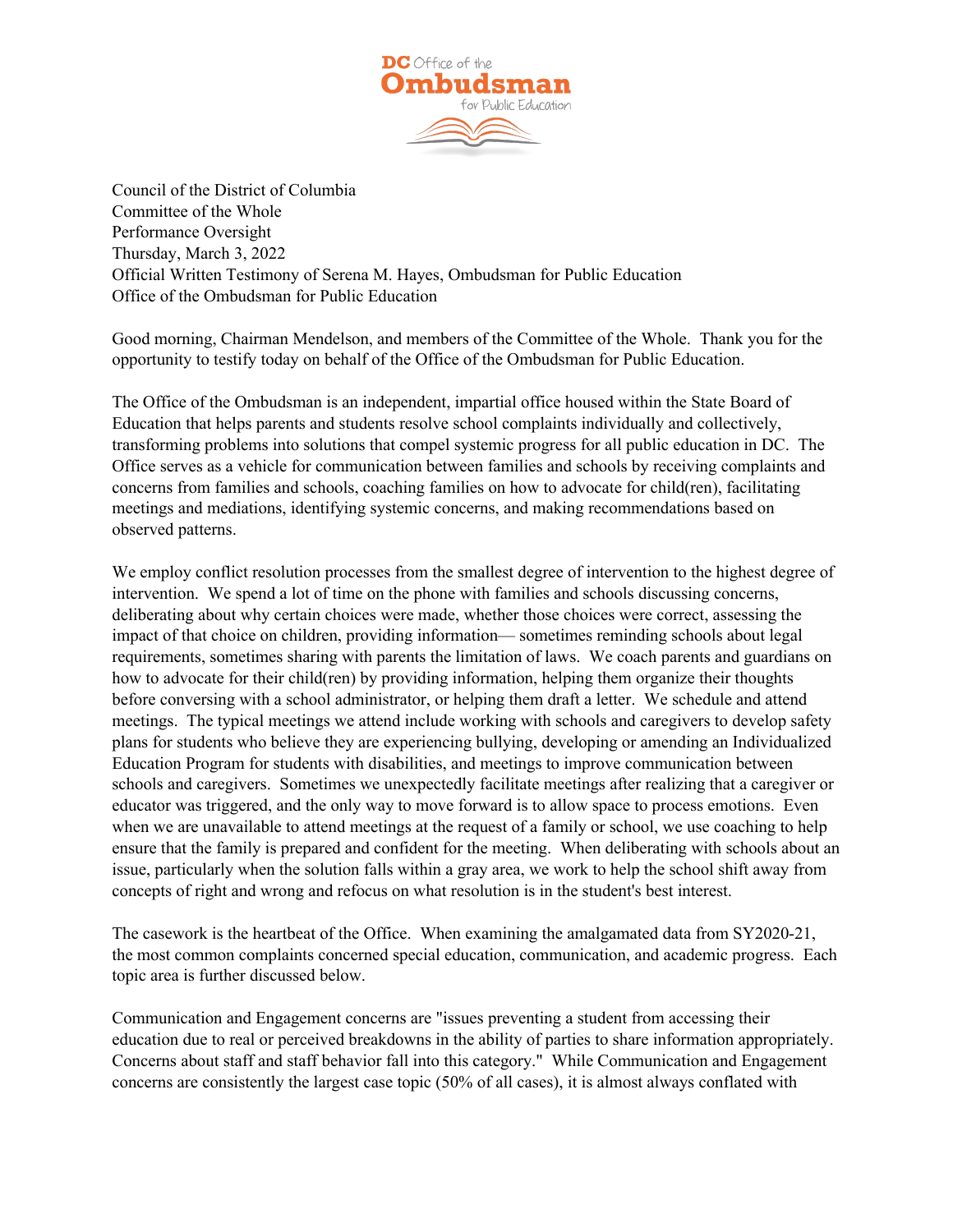DC Office of the Ombudsman for Public Education

Council of the District of Columbia
Committee of the Whole
Performance Oversight
Thursday, March 3, 2022
Official Written Testimony of Serena M. Hayes, Ombudsman for Public Education
Office of the Ombudsman for Public Education

Good morning, Chairman Mendelson, and members of the Committee of the Whole. Thank you for the opportunity to testify today on behalf of the Office of the Ombudsman for Public Education.

The Office of the Ombudsman is an independent, impartial office housed within the State Board of Education that helps parents and students resolve school complaints individually and collectively, transforming problems into solutions that compel systemic progress for all public education in DC. The Office serves as a vehicle for communication between families and schools by receiving complaints and concerns from families and schools, coaching families on how to advocate for child(ren), facilitating meetings and mediations, identifying systemic concerns, and making recommendations based on observed patterns.

We employ conflict resolution processes from the smallest degree of intervention to the highest degree of intervention. We spend a lot of time on the phone with families and schools discussing concerns, deliberating about why certain choices were made, whether those choices were correct, assessing the impact of that choice on children, providing information— sometimes reminding schools about legal requirements, sometimes sharing with parents the limitation of laws. We coach parents and guardians on how to advocate for their child(ren) by providing information, helping them organize their thoughts before conversing with a school administrator, or helping them draft a letter. We schedule and attend meetings. The typical meetings we attend include working with schools and caregivers to develop safety plans for students who believe they are experiencing bullying, developing or amending an Individualized Education Program for students with disabilities, and meetings to improve communication between schools and caregivers. Sometimes we unexpectedly facilitate meetings after realizing that a caregiver or educator was triggered, and the only way to move forward is to allow space to process emotions. Even when we are unavailable to attend meetings at the request of a family or school, we use coaching to help ensure that the family is prepared and confident for the meeting. When deliberating with schools about an issue, particularly when the solution falls within a gray area, we work to help the school shift away from concepts of right and wrong and refocus on what resolution is in the student's best interest.

The casework is the heartbeat of the Office. When examining the amalgamated data from SY2020-21, the most common complaints concerned special education, communication, and academic progress. Each topic area is further discussed below.

Communication and Engagement concerns are "issues preventing a student from accessing their education due to real or perceived breakdowns in the ability of parties to share information appropriately. Concerns about staff and staff behavior fall into this category." While Communication and Engagement concerns are consistently the largest case topic (50% of all cases), it is almost always conflated with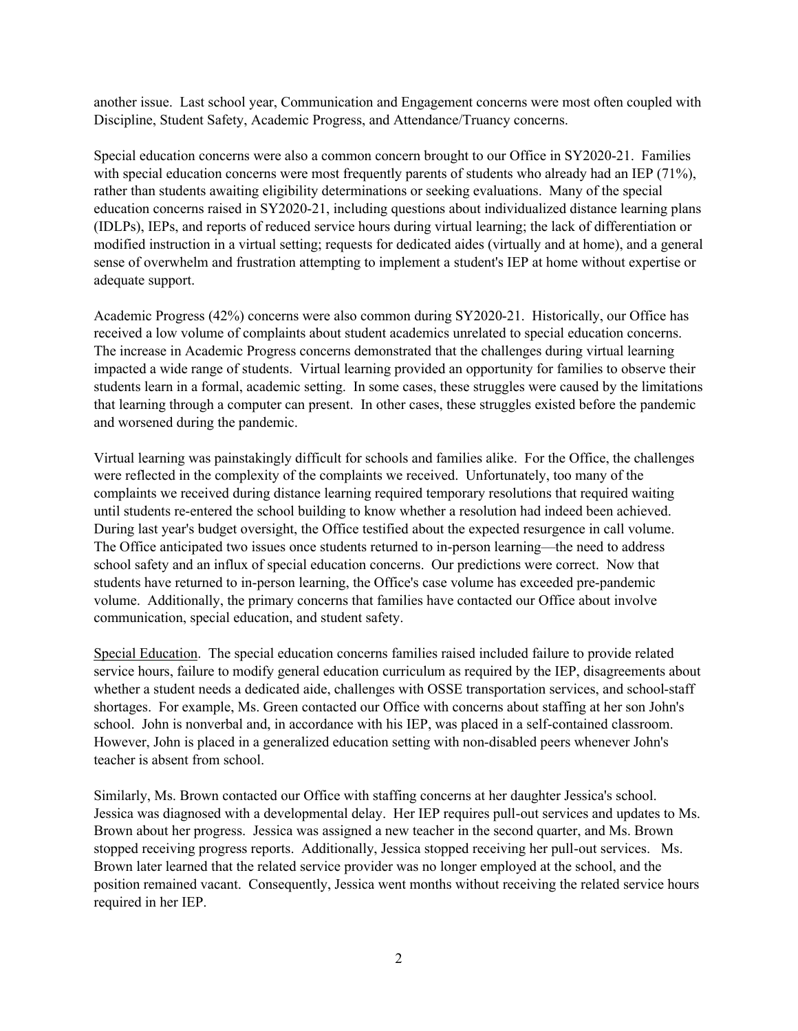another issue. Last school year, Communication and Engagement concerns were most often coupled with Discipline, Student Safety, Academic Progress, and Attendance/Truancy concerns.

Special education concerns were also a common concern brought to our Office in SY2020-21. Families with special education concerns were most frequently parents of students who already had an IEP (71%), rather than students awaiting eligibility determinations or seeking evaluations. Many of the special education concerns raised in SY2020-21, including questions about individualized distance learning plans (IDLPs), IEPs, and reports of reduced service hours during virtual learning; the lack of differentiation or modified instruction in a virtual setting; requests for dedicated aides (virtually and at home), and a general sense of overwhelm and frustration attempting to implement a student's IEP at home without expertise or adequate support.

Academic Progress (42%) concerns were also common during SY2020-21. Historically, our Office has received a low volume of complaints about student academics unrelated to special education concerns. The increase in Academic Progress concerns demonstrated that the challenges during virtual learning impacted a wide range of students. Virtual learning provided an opportunity for families to observe their students learn in a formal, academic setting. In some cases, these struggles were caused by the limitations that learning through a computer can present. In other cases, these struggles existed before the pandemic and worsened during the pandemic.

Virtual learning was painstakingly difficult for schools and families alike. For the Office, the challenges were reflected in the complexity of the complaints we received. Unfortunately, too many of the complaints we received during distance learning required temporary resolutions that required waiting until students re-entered the school building to know whether a resolution had indeed been achieved. During last year's budget oversight, the Office testified about the expected resurgence in call volume. The Office anticipated two issues once students returned to in-person learning—the need to address school safety and an influx of special education concerns. Our predictions were correct. Now that students have returned to in-person learning, the Office's case volume has exceeded pre-pandemic volume. Additionally, the primary concerns that families have contacted our Office about involve communication, special education, and student safety.

<u>Special Education</u>. The special education concerns families raised included failure to provide related service hours, failure to modify general education curriculum as required by the IEP, disagreements about whether a student needs a dedicated aide, challenges with OSSE transportation services, and school-staff shortages. For example, Ms. Green contacted our Office with concerns about staffing at her son John's school. John is nonverbal and, in accordance with his IEP, was placed in a self-contained classroom. However, John is placed in a generalized education setting with non-disabled peers whenever John's teacher is absent from school.

Similarly, Ms. Brown contacted our Office with staffing concerns at her daughter Jessica's school. Jessica was diagnosed with a developmental delay. Her IEP requires pull-out services and updates to Ms. Brown about her progress. Jessica was assigned a new teacher in the second quarter, and Ms. Brown stopped receiving progress reports. Additionally, Jessica stopped receiving her pull-out services. Ms. Brown later learned that the related service provider was no longer employed at the school, and the position remained vacant. Consequently, Jessica went months without receiving the related service hours required in her IEP.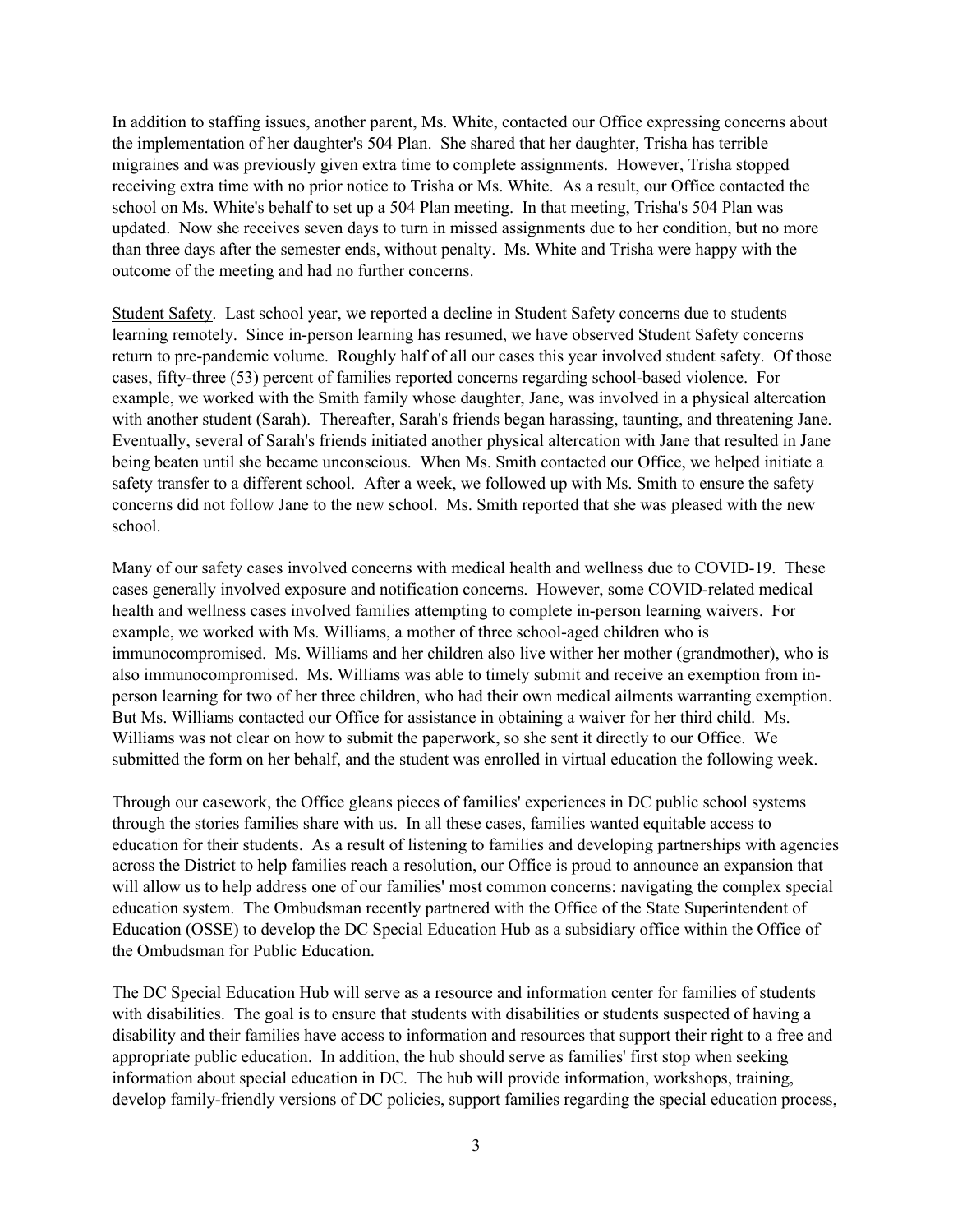In addition to staffing issues, another parent, Ms. White, contacted our Office expressing concerns about the implementation of her daughter's 504 Plan. She shared that her daughter, Trisha has terrible migraines and was previously given extra time to complete assignments. However, Trisha stopped receiving extra time with no prior notice to Trisha or Ms. White. As a result, our Office contacted the school on Ms. White's behalf to set up a 504 Plan meeting. In that meeting, Trisha's 504 Plan was updated. Now she receives seven days to turn in missed assignments due to her condition, but no more than three days after the semester ends, without penalty. Ms. White and Trisha were happy with the outcome of the meeting and had no futher concerns.

<u>Student Safety</u>. Last school year, we reported a decline in Student Safety concerns due to students learning remotely. Since in-person learning has resumed, we have observed Student Safety concerns return to pre-pandemic volume. Roughly half of all our cases this year involved student safety. Of those cases, fifty-three (53) percent of families reported concerns regarding school-based violence. For example, we worked with the Smith family whose daughter, Jane, was involved in a physical altercation with another student (Sarah). Thereafter, Sarah's friends began harassing, taunting, and threatening Jane. Eventually, several of Sarah's friends initiated another physical altercation with Jane that resulted in Jane being beaten until she became unconscious. When Ms. Smith contacted our Office, we helped initiate a safety transfer to a different school. After a week, we followed up with Ms. Smith to ensure the safety concerns did not follow Jane to the new school. Ms. Smith reported that she was pleased with the new school.

Many of our safety cases involved concerns with medical health and wellness due to COVID-19. These cases generally involved exposure and notification concerns. However, some COVID-related medical health and wellness cases involved families attempting to complete in-person learning waivers. For example, we worked with Ms. Williams, a mother of three school-aged children who is immunocompromised. Ms. Williams and her children also live wither her mother (grandmother), who is also immunocompromised. Ms. Williams was able to timely submit and receive an exemption from in-person learning for two of her three children, who had their own medical ailments warranting exemption. But Ms. Williams contacted our Office for assistance in obtaining a waiver for her third child. Ms. Williams was not clear on how to submit the paperwork, so she sent it directly to our Office. We submitted the form on her behalf, and the student was enrolled in virtual education the following week.

Through our casework, the Office gleans pieces of families' experiences in DC public school systems through the stories families share with us. In all these cases, families wanted equitable access to education for their students. As a result of listening to families and developing partnerships with agencies across the District to help families reach a resolution, our Office is proud to announce an expansion that will allow us to help address one of our families' most common concerns: navigating the complex special education system. The Ombudsman recently partnered with the Office of the State Superintendent of Education (OSSE) to develop the DC Special Education Hub as a subsidiary office within the Office of the Ombudsman for Public Education.

The DC Special Education Hub will serve as a resource and information center for families of students with disabilities. The goal is to ensure that students with disabilities or students suspected of having a disability and their families have access to information and resources that support their right to a free and appropriate public education. In addition, the hub should serve as families' first stop when seeking information about special education in DC. The hub will provide information, workshops, training, develop family-friendly versions of DC policies, support families regarding the special education process,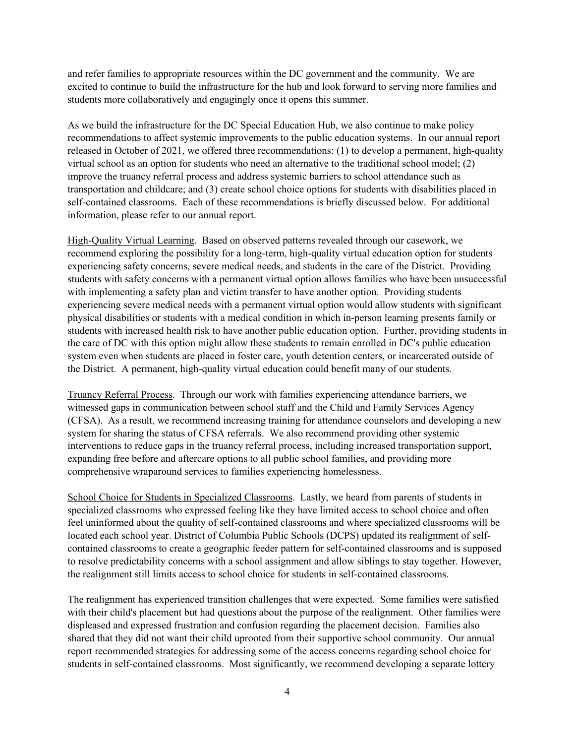and refer families to appropriate resources within the DC government and the community. We are excited to continue to build the infrastructure for the hub and look forward to serving more families and students more collaboratively and engagingly once it opens this summer.

As we build the infrastructure for the DC Special Education Hub, we also continue to make policy recommendations to affect systemic improvements to the public education systems. In our annual report released in October of 2021, we offered three recommendations: (1) to develop a permanent, high-quality virtual school as an option for students who need an alternative to the traditional school model; (2) improve the truancy referral process and address systemic barriers to school attendance such as transportation and childcare; and (3) create school choice options for students with disabilities placed in self-contained classrooms. Each of these recommendations is briefly discussed below. For additional information, please refer to our annual report.

High-Quality Virtual Learning. Based on observed patterns revealed through our casework, we recommend exploring the possibility for a long-term, high-quality virtual education option for students experiencing safety concerns, severe medical needs, and students in the care of the District. Providing students with safety concerns with a permanent virtual option allows families who have been unsuccessful with implementing a safety plan and victim transfer to have another option. Providing students experiencing severe medical needs with a permanent virtual option would allow students with significant physical disabilities or students with a medical condition in which in-person learning presents family or students with increased health risk to have another public education option. Further, providing students in the care of DC with this option might allow these students to remain enrolled in DC's public education system even when students are placed in foster care, youth detention centers, or incarcerated outside of the District. A permanent, high-quality virtual education could benefit many of our students.

Truancy Referral Process. Through our work with families experiencing attendance barriers, we witnessed gaps in communication between school staff and the Child and Family Services Agency (CFSA). As a result, we recommend increasing training for attendance counselors and developing a new system for sharing the status of CFSA referrals. We also recommend providing other systemic interventions to reduce gaps in the truancy referral process, including increased transportation support, expanding free before and aftercare options to all public school families, and providing more comprehensive wraparound services to families experiencing homelessness.

School Choice for Students in Specialized Classrooms. Lastly, we heard from parents of students in specialized classrooms who expressed feeling like they have limited access to school choice and often feel uninformed about the quality of self-contained classrooms and where specialized classrooms will be located each school year. District of Columbia Public Schools (DCPS) updated its realignment of self-contained classrooms to create a geographic feeder pattern for self-contained classrooms and is supposed to resolve predictability concerns with a school assignment and allow siblings to stay together. However, the realignment still limits access to school choice for students in self-contained classrooms.

The realignment has experienced transition challenges that were expected. Some families were satisfied with their child's placement but had questions about the purpose of the realignment. Other families were displeased and expressed frustration and confusion regarding the placement decision. Families also shared that they did not want their child uprooted from their supportive school community. Our annual report recommended strategies for addressing some of the access concerns regarding school choice for students in self-contained classrooms. Most significantly, we recommend developing a separate lottery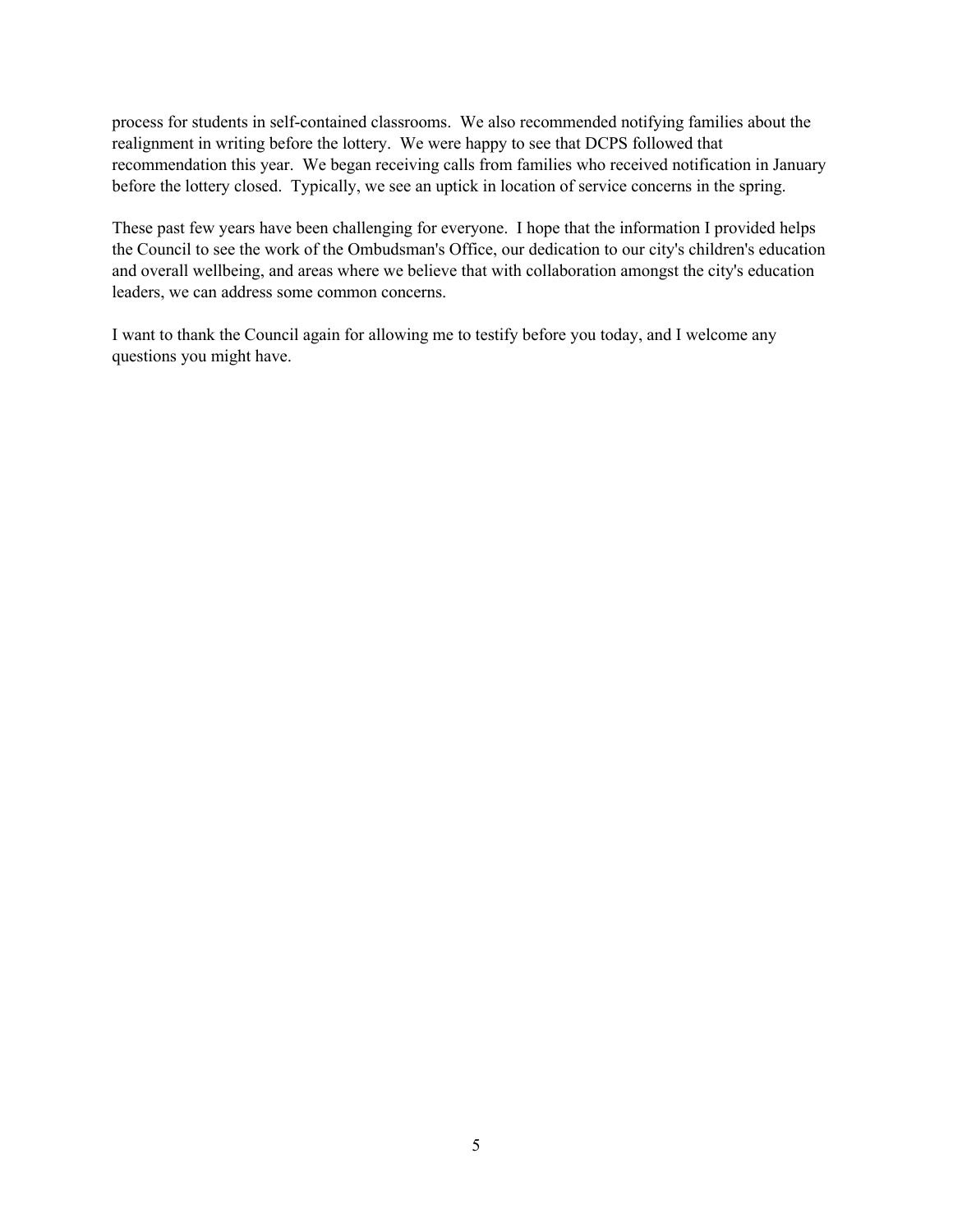process for students in self-contained classrooms. We also recommended notifying families about the realignment in writing before the lottery. We were happy to see that DCPS followed that recommendation this year. We began receiving calls from families who received notification in January before the lottery closed. Typically, we see an uptick in location of service concerns in the spring.

These past few years have been challenging for everyone. I hope that the information I provided helps the Council to see the work of the Ombudsman's Office, our dedication to our city's children's education and overall wellbeing, and areas where we believe that with collaboration amongst the city's education leaders, we can address some common concerns.

I want to thank the Council again for allowing me to testify before you today, and I welcome any questions you might have.